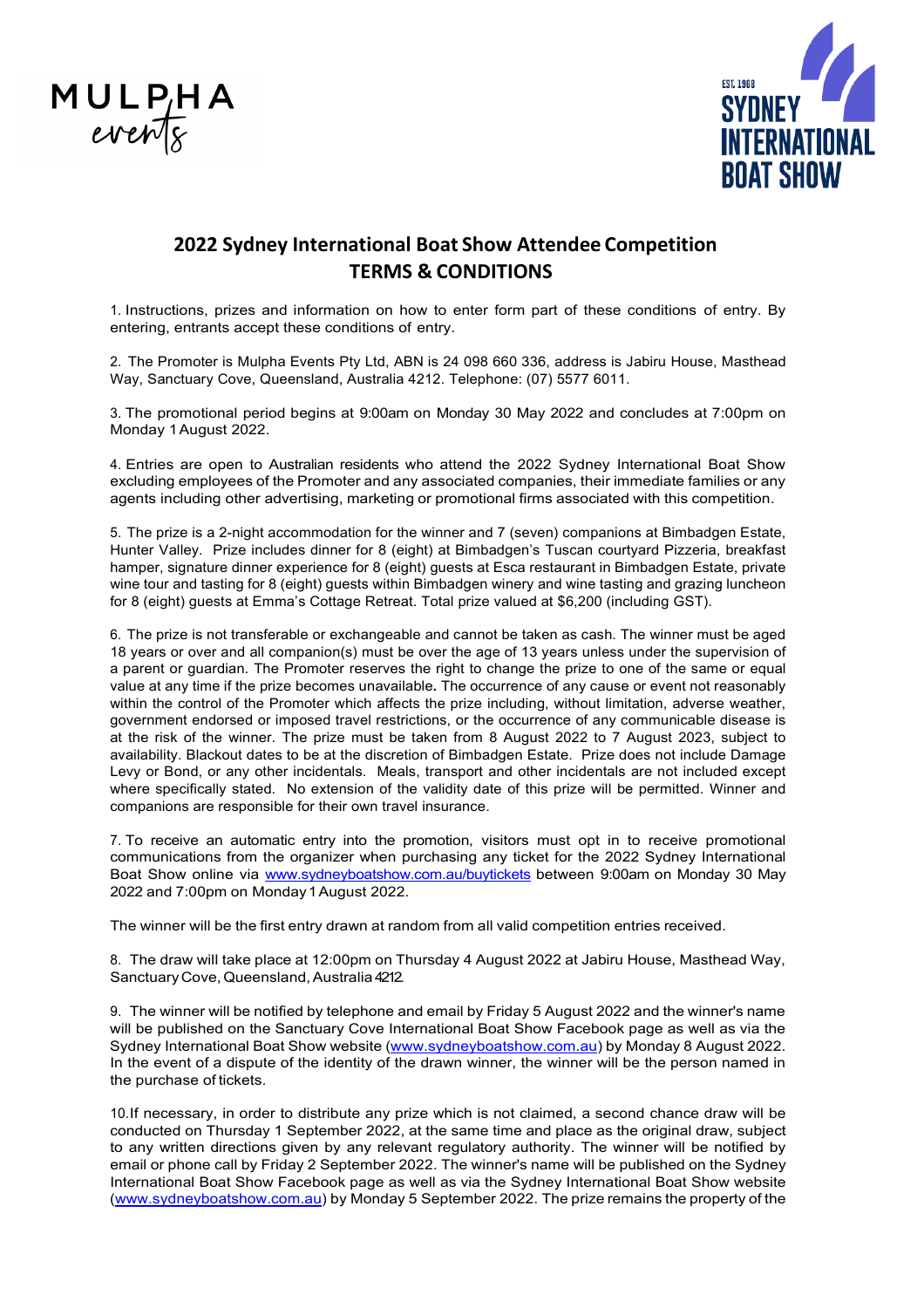# 2022 Sydney International Boat Show Attendee Competition
## TERMS & CONDITIONS

1. Instructions, prizes and information on how to enter form part of these conditions of entry. By entering, entrants accept these conditions of entry.

2. The Promoter is Mulpha Events Pty Ltd, ABN is 24 098 660 336, address is Jabiru House, Masthead Way, Sanctuary Cove, Queensland, Australia 4212. Telephone: (07) 5577 6011.

3. The promotional period begins at 9:00am on Monday 30 May 2022 and concludes at 7:00pm on Monday 1 August 2022.

4. Entries are open to Australian residents who attend the 2022 Sydney International Boat Show excluding employees of the Promoter and any associated companies, their immediate families or any agents including other advertising, marketing or promotional firms associated with this competition.

5. The prize is a 2-night accommodation for the winner and 7 (seven) companions at Bimbadgen Estate, Hunter Valley. Prize includes dinner for 8 (eight) at Bimbadgen's Tuscan courtyard Pizzeria, breakfast hamper, signature dinner experience for 8 (eight) guests at Esca restaurant in Bimbadgen Estate, private wine tour and tasting for 8 (eight) guests within Bimbadgen winery and wine tasting and grazing luncheon for 8 (eight) guests at Emma's Cottage Retreat. Total prize valued at $6,200 (including GST).

6. The prize is not transferable or exchangeable and cannot be taken as cash. The winner must be aged 18 years or over and all companion(s) must be over the age of 13 years unless under the supervision of a parent or guardian. The Promoter reserves the right to change the prize to one of the same or equal value at any time if the prize becomes unavailable**.** The occurrence of any cause or event not reasonably within the control of the Promoter which affects the prize including, without limitation, adverse weather, government endorsed or imposed travel restrictions, or the occurrence of any communicable disease is at the risk of the winner. The prize must be taken from 8 August 2022 to 7 August 2023, subject to availability. Blackout dates to be at the discretion of Bimbadgen Estate. Prize does not include Damage Levy or Bond, or any other incidentals. Meals, transport and other incidentals are not included except where specifically stated. No extension of the validity date of this prize will be permitted. Winner and companions are responsible for their own travel insurance.

7. To receive an automatic entry into the promotion, visitors must opt in to receive promotional communications from the organizer when purchasing any ticket for the 2022 Sydney International Boat Show online via [www.sydneyboatshow.com.au/buytickets](http://www.sydneyboatshow.com.au/buytickets) between 9:00am on Monday 30 May 2022 and 7:00pm on Monday 1 August 2022.

The winner will be the first entry drawn at random from all valid competition entries received.

8. The draw will take place at 12:00pm on Thursday 4 August 2022 at Jabiru House, Masthead Way, Sanctuary Cove, Queensland, Australia 4212.

9. The winner will be notified by telephone and email by Friday 5 August 2022 and the winner's name will be published on the Sanctuary Cove International Boat Show Facebook page as well as via the Sydney International Boat Show website ([www.sydneyboatshow.com.au](http://www.sydneyboatshow.com.au)) by Monday 8 August 2022. In the event of a dispute of the identity of the drawn winner, the winner will be the person named in the purchase of tickets.

10. If necessary, in order to distribute any prize which is not claimed, a second chance draw will be conducted on Thursday 1 September 2022, at the same time and place as the original draw, subject to any written directions given by any relevant regulatory authority. The winner will be notified by email or phone call by Friday 2 September 2022. The winner's name will be published on the Sydney International Boat Show Facebook page as well as via the Sydney International Boat Show website ([www.sydneyboatshow.com.au](http://www.sydneyboatshow.com.au)) by Monday 5 September 2022. The prize remains the property of the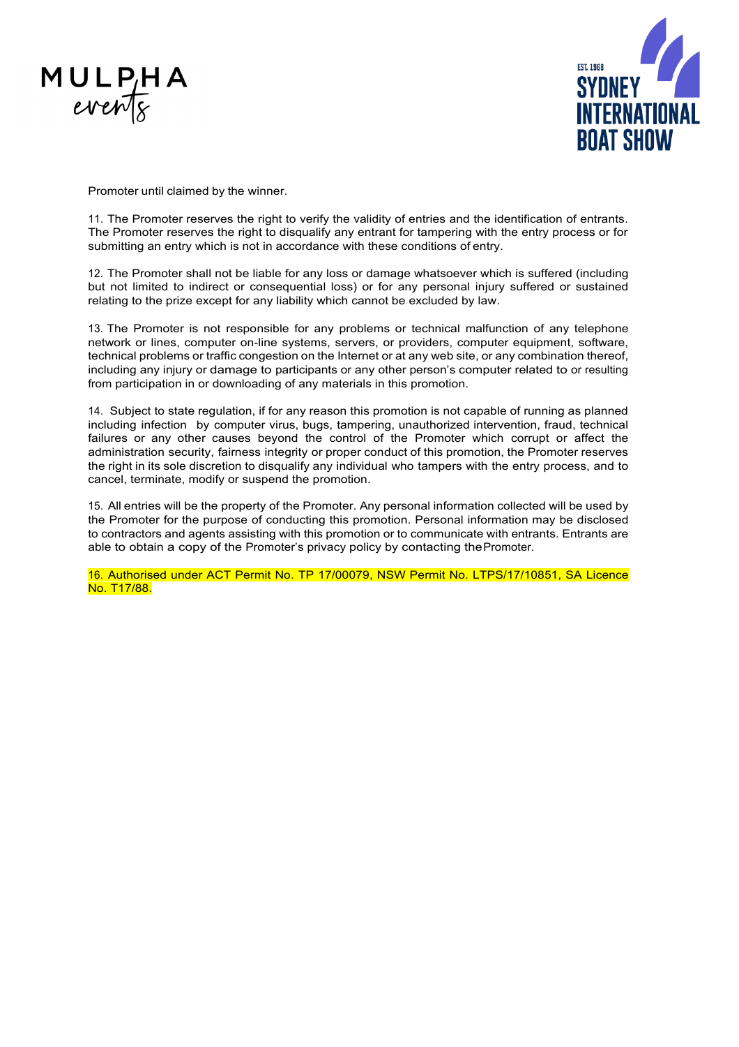Promoter until claimed by the winner.

11. The Promoter reserves the right to verify the validity of entries and the identification of entrants. The Promoter reserves the right to disqualify any entrant for tampering with the entry process or for submitting an entry which is not in accordance with these conditions of entry.

12. The Promoter shall not be liable for any loss or damage whatsoever which is suffered (including but not limited to indirect or consequential loss) or for any personal injury suffered or sustained relating to the prize except for any liability which cannot be excluded by law.

13. The Promoter is not responsible for any problems or technical malfunction of any telephone network or lines, computer on-line systems, servers, or providers, computer equipment, software, technical problems or traffic congestion on the Internet or at any web site, or any combination thereof, including any injury or damage to participants or any other person's computer related to or resulting from participation in or downloading of any materials in this promotion.

14. Subject to state regulation, if for any reason this promotion is not capable of running as planned including infection by computer virus, bugs, tampering, unauthorized intervention, fraud, technical failures or any other causes beyond the control of the Promoter which corrupt or affect the administration security, fairness integrity or proper conduct of this promotion, the Promoter reserves the right in its sole discretion to disqualify any individual who tampers with the entry process, and to cancel, terminate, modify or suspend the promotion.

15. All entries will be the property of the Promoter. Any personal information collected will be used by the Promoter for the purpose of conducting this promotion. Personal information may be disclosed to contractors and agents assisting with this promotion or to communicate with entrants. Entrants are able to obtain a copy of the Promoter's privacy policy by contacting the Promoter.

16. Authorised under ACT Permit No. TP 17/00079, NSW Permit No. LTPS/17/10851, SA Licence No. T17/88.